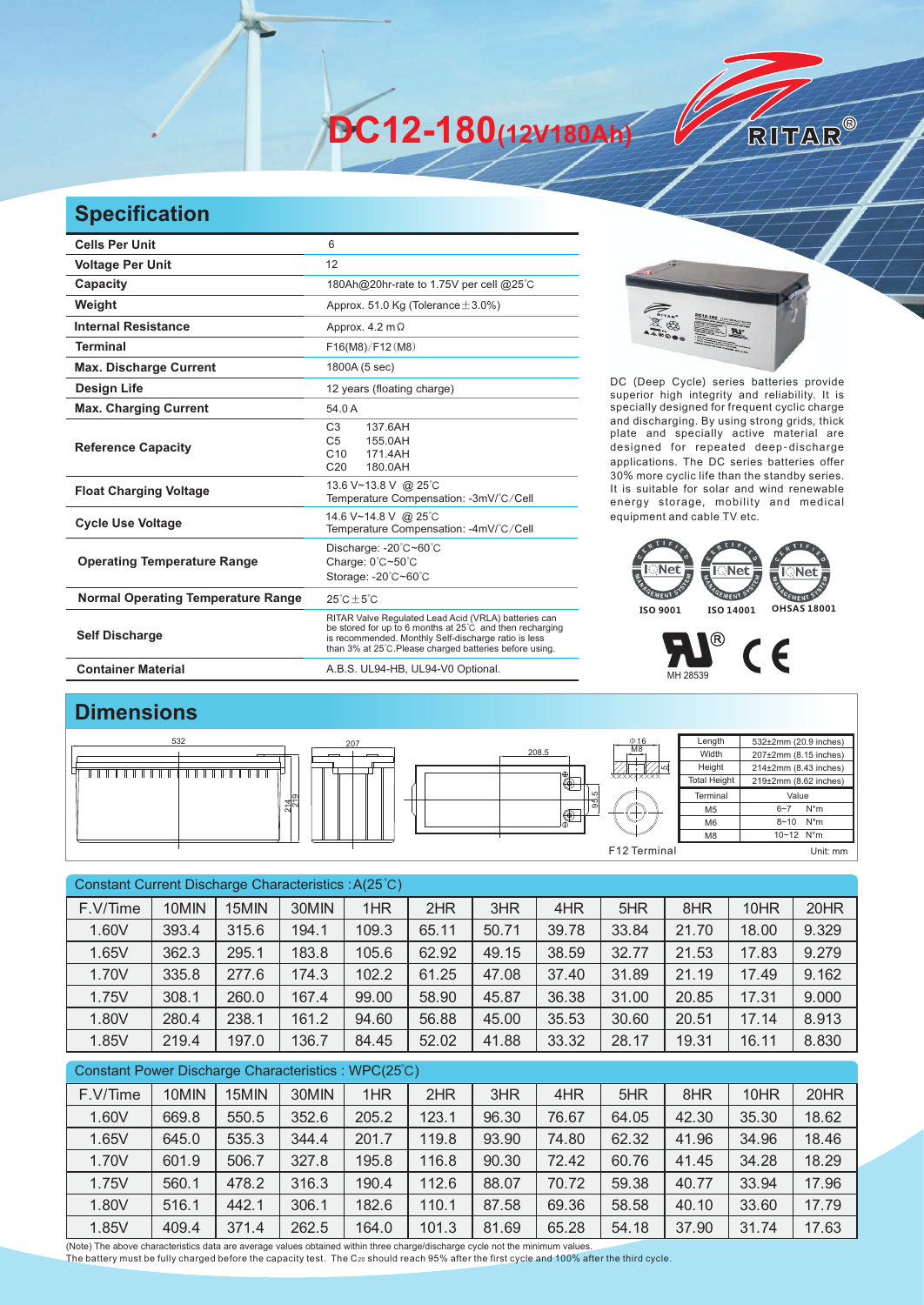# DC12-180(12V180Ah)

RITAR®

## Specification

| | |
|---|---|
| **Cells Per Unit** | 6 |
| **Voltage Per Unit** | 12 |
| **Capacity** | 180Ah@20hr-rate to 1.75V per cell @25°C |
| **Weight** | Approx. 51.0 Kg (Tolerance±3.0%) |
| **Internal Resistance** | Approx. 4.2 mΩ |
| **Terminal** | F16(M8)/F12(M8) |
| **Max. Discharge Current** | 1800A (5 sec) |
| **Design Life** | 12 years (floating charge) |
| **Max. Charging Current** | 54.0 A |
| **Reference Capacity** | C3 137.6AH<br>C5 155.0AH<br>C10 171.4AH<br>C20 180.0AH |
| **Float Charging Voltage** | 13.6 V~13.8 V @ 25°C<br>Temperature Compensation: -3mV/°C/Cell |
| **Cycle Use Voltage** | 14.6 V~14.8 V @ 25°C<br>Temperature Compensation: -4mV/°C/Cell |
| **Operating Temperature Range** | Discharge: -20°C~60°C<br>Charge: 0°C~50°C<br>Storage: -20°C~60°C |
| **Normal Operating Temperature Range** | 25°C±5°C |
| **Self Discharge** | RITAR Valve Regulated Lead Acid (VRLA) batteries can be stored for up to 6 months at 25°C and then recharging is recommended. Monthly Self-discharge ratio is less than 3% at 25°C.Please charged batteries before using. |
| **Container Material** | A.B.S. UL94-HB, UL94-V0 Optional. |

DC (Deep Cycle) series batteries provide superior high integrity and reliability. It is specially designed for frequent cyclic charge and discharging. By using strong grids, thick plate and specially active material are designed for repeated deep-discharge applications. The DC series batteries offer 30% more cyclic life than the standby series. It is suitable for solar and wind renewable energy storage, mobility and medical equipment and cable TV etc.

ISO 9001 ISO 14001 OHSAS 18001

MH 28539

## Dimensions

532 207 208.5 214 219 95.5 Φ16 M8 5

F12 Terminal

| Length | 532±2mm (20.9 inches) |
|---|---|
| Width | 207±2mm (8.15 inches) |
| Height | 214±2mm (8.43 inches) |
| Total Height | 219±2mm (8.62 inches) |

| Terminal | Value |
|---|---|
| M5 | 6~7 N*m |
| M6 | 8~10 N*m |
| M8 | 10~12 N*m |

Unit: mm

Constant Current Discharge Characteristics : A(25°C)

| F.V/Time | 10MIN | 15MIN | 30MIN | 1HR | 2HR | 3HR | 4HR | 5HR | 8HR | 10HR | 20HR |
|---|---|---|---|---|---|---|---|---|---|---|---|
| 1.60V | 393.4 | 315.6 | 194.1 | 109.3 | 65.11 | 50.71 | 39.78 | 33.84 | 21.70 | 18.00 | 9.329 |
| 1.65V | 362.3 | 295.1 | 183.8 | 105.6 | 62.92 | 49.15 | 38.59 | 32.77 | 21.53 | 17.83 | 9.279 |
| 1.70V | 335.8 | 277.6 | 174.3 | 102.2 | 61.25 | 47.08 | 37.40 | 31.89 | 21.19 | 17.49 | 9.162 |
| 1.75V | 308.1 | 260.0 | 167.4 | 99.00 | 58.90 | 45.87 | 36.38 | 31.00 | 20.85 | 17.31 | 9.000 |
| 1.80V | 280.4 | 238.1 | 161.2 | 94.60 | 56.88 | 45.00 | 35.53 | 30.60 | 20.51 | 17.14 | 8.913 |
| 1.85V | 219.4 | 197.0 | 136.7 | 84.45 | 52.02 | 41.88 | 33.32 | 28.17 | 19.31 | 16.11 | 8.830 |

Constant Power Discharge Characteristics : WPC(25°C)

| F.V/Time | 10MIN | 15MIN | 30MIN | 1HR | 2HR | 3HR | 4HR | 5HR | 8HR | 10HR | 20HR |
|---|---|---|---|---|---|---|---|---|---|---|---|
| 1.60V | 669.8 | 550.5 | 352.6 | 205.2 | 123.1 | 96.30 | 76.67 | 64.05 | 42.30 | 35.30 | 18.62 |
| 1.65V | 645.0 | 535.3 | 344.4 | 201.7 | 119.8 | 93.90 | 74.80 | 62.32 | 41.96 | 34.96 | 18.46 |
| 1.70V | 601.9 | 506.7 | 327.8 | 195.8 | 116.8 | 90.30 | 72.42 | 60.76 | 41.45 | 34.28 | 18.29 |
| 1.75V | 560.1 | 478.2 | 316.3 | 190.4 | 112.6 | 88.07 | 70.72 | 59.38 | 40.77 | 33.94 | 17.96 |
| 1.80V | 516.1 | 442.1 | 306.1 | 182.6 | 110.1 | 87.58 | 69.36 | 58.58 | 40.10 | 33.60 | 17.79 |
| 1.85V | 409.4 | 371.4 | 262.5 | 164.0 | 101.3 | 81.69 | 65.28 | 54.18 | 37.90 | 31.74 | 17.63 |

(Note) The above characteristics data are average values obtained within three charge/discharge cycle not the minimum values.
The battery must be fully charged before the capacity test. The $C_{20}$ should reach 95% after the first cycle and 100% after the third cycle.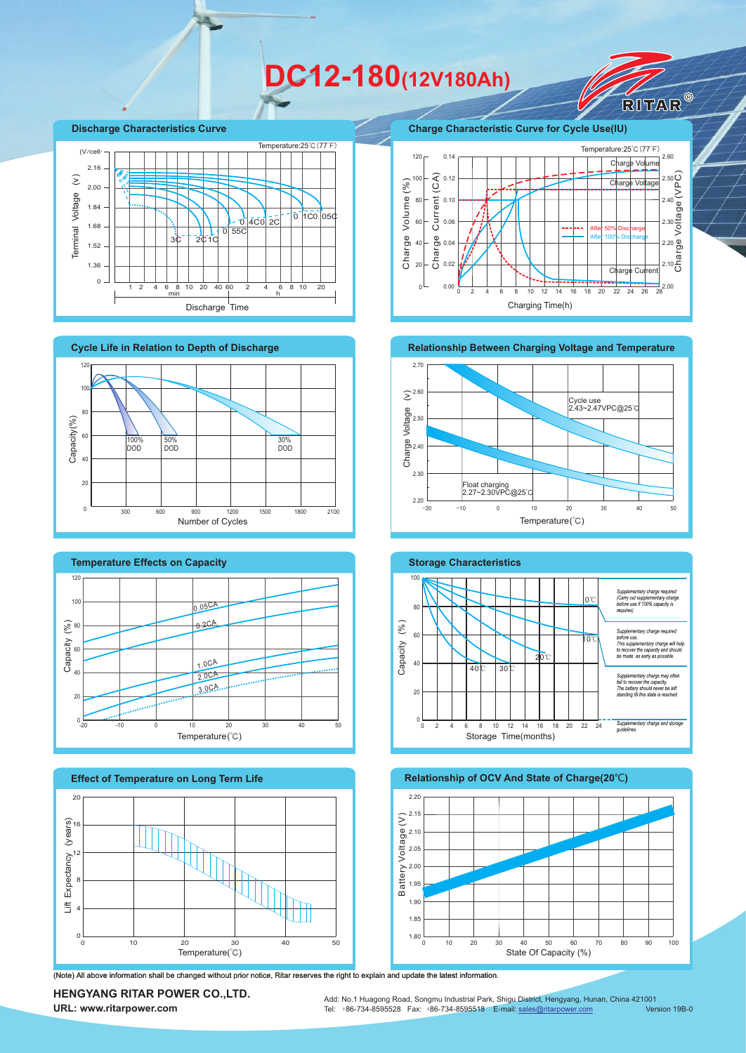# DC12-180(12V180Ah)

RITAR®

## Discharge Characteristics Curve

Temperature:25°C (77°F)

(V/cell)

Terminal Voltage (v)

2.16
2.00
1.84
1.68
1.52
1.36
0

1 2 4 6 8 10 20 40 60 2 4 6 8 10 20

min h

Discharge Time

3C 2C 1C 0.55C 0.4C 0.2C 0.1C 0.05C

## Charge Characteristic Curve for Cycle Use(IU)

Temperature:25°C (77°F)

Charge Volume (%) Charge Current (CA) Charge Voltage (VPC)

120 100 80 60 40 20 0

0.14 0.12 0.10 0.06 0.04 0.02 0.00

2.60 2.50 2.40 2.30 2.20 2.10 2.00

0 2 4 6 8 10 12 14 16 18 20 22 24 26 28

Charging Time(h)

Charge Volume

Charge Voltage

Charge Current

After 50% Discharge

After 100% Discharge

## Cycle Life in Relation to Depth of Discharge

Capacity(%)

120 100 80 60 40 20 0

300 600 900 1200 1500 1800 2100

Number of Cycles

100% DOD

50% DOD

30% DOD

## Relationship Between Charging Voltage and Temperature

Charge Voltage (v)

2.70 2.60 2.50 2.40 2.30 2.20

−20 −10 0 10 20 30 40 50

Temperature(°C)

Cycle use 2.43~2.47VPC@25°C

Float charging 2.27~2.30VPC@25°C

## Temperature Effects on Capacity

Capacity (%)

120 100 80 60 40 20 0

-20 -10 0 10 20 30 40 50

Temperature(°C)

0.05CA

0.2CA

1.0CA

2.0CA

3.0CA

## Storage Characteristics

Capacity (%)

100 80 60 40 20 0

0 2 4 6 8 10 12 14 16 18 20 22 24

Storage Time(months)

0°C 10°C 20°C 30°C 40°C

Supplementary charge required (Carry out supplementary charge before use if 100% capacity is requires)

Supplementary charge required before use. This supplementary charge will help to recover the capacity and should be made as early as possible.

Supplementary charge may often fail to recover the capacity. The battery should never be left standing till this state is reached

Supplementary charge and storage guidelines

## Effect of Temperature on Long Term Life

Lift Expectancy (years)

20 16 12 8 4 0

0 10 20 30 40 50

Temperature(°C)

## Relationship of OCV And State of Charge(20°C)

Battery Voltage (V)

2.20 2.15 2.10 2.05 2.00 1.95 1.90 1.85 1.80

0 10 20 30 40 50 60 70 80 90 100

State Of Capacity (%)

(Note) All above information shall be changed without prior notice, Ritar reserves the right to explain and update the latest information.

**HENGYANG RITAR POWER CO.,LTD.**

**URL: www.ritarpower.com**

Add: No.1 Huagong Road, Songmu Industrial Park, Shigu District, Hengyang, Hunan, China 421001

Tel: +86-734-8595528 Fax: +86-734-8595518 E-mail: sales@ritarpower.com

Version 19B-0